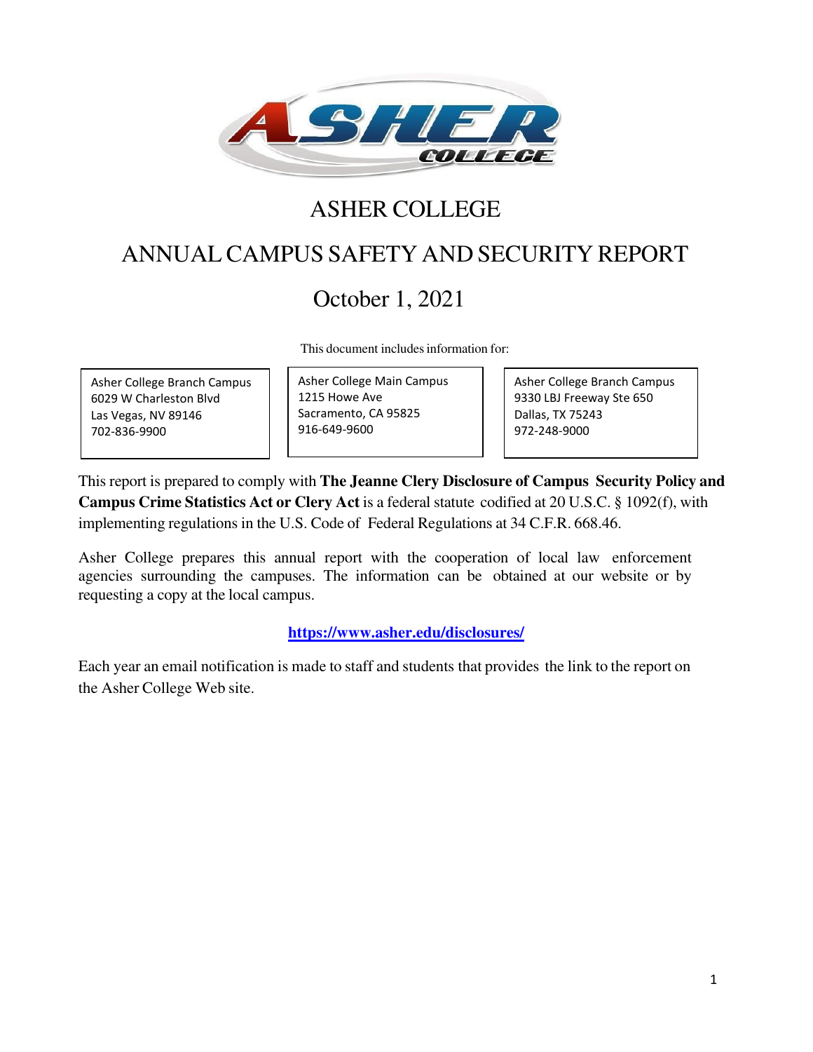# ASHER COLLEGE

# ANNUAL CAMPUS SAFETY AND SECURITY REPORT

## October 1, 2021

This document includes information for:

| Asher College Branch Campus<br>6029 W Charleston Blvd<br>Las Vegas, NV 89146<br>702-836-9900 | Asher College Main Campus<br>1215 Howe Ave<br>Sacramento, CA 95825<br>916-649-9600 | Asher College Branch Campus<br>9330 LBJ Freeway Ste 650<br>Dallas, TX 75243<br>972-248-9000 |
|---|---|---|

This report is prepared to comply with **The Jeanne Clery Disclosure of Campus Security Policy and Campus Crime Statistics Act or Clery Act** is a federal statute codified at 20 U.S.C. § 1092(f), with implementing regulations in the U.S. Code of Federal Regulations at 34 C.F.R. 668.46.

Asher College prepares this annual report with the cooperation of local law enforcement agencies surrounding the campuses. The information can be obtained at our website or by requesting a copy at the local campus.

**https://www.asher.edu/disclosures/**

Each year an email notification is made to staff and students that provides the link to the report on the Asher College Web site.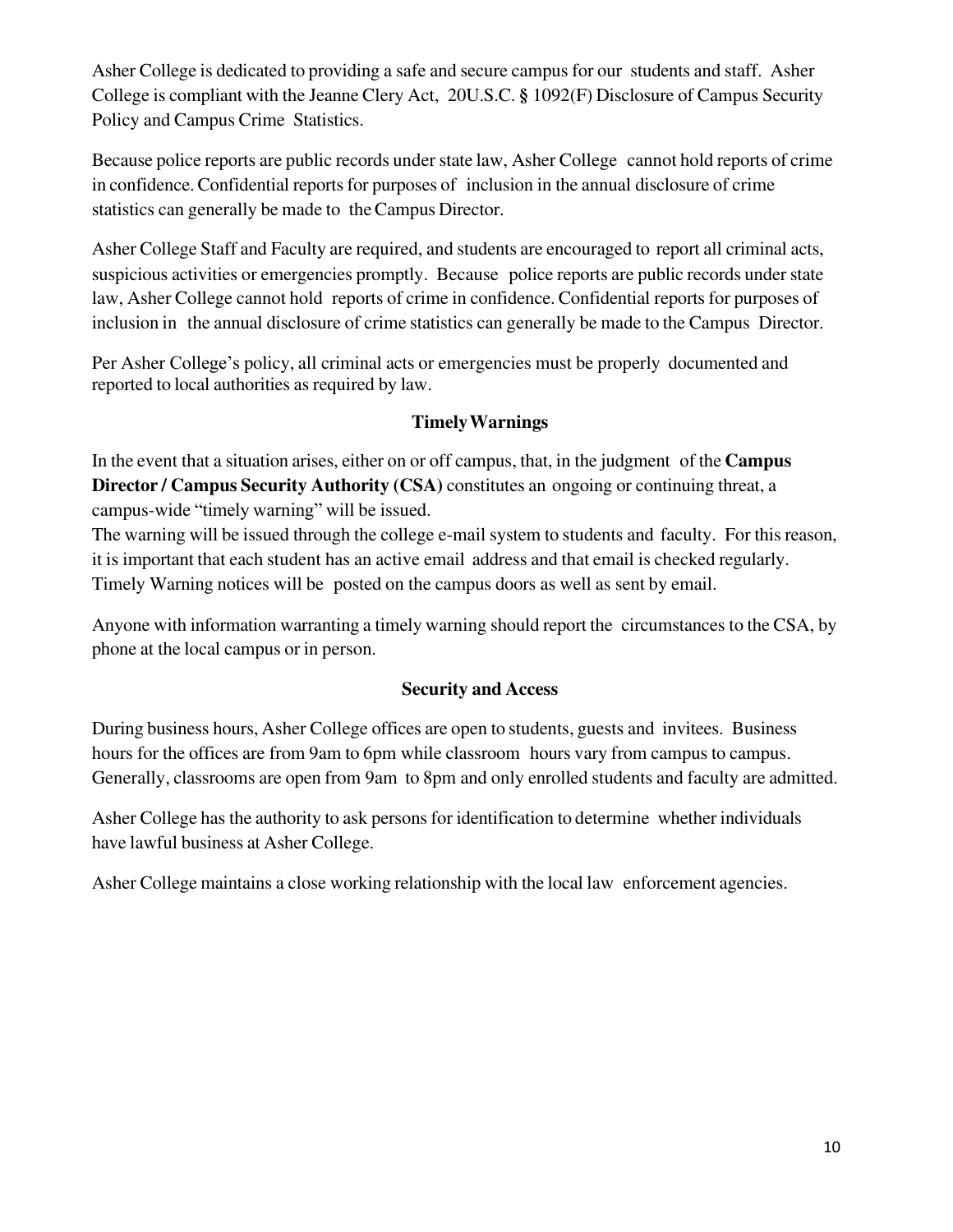Asher College is dedicated to providing a safe and secure campus for our students and staff. Asher College is compliant with the Jeanne Clery Act, 20U.S.C. § 1092(F) Disclosure of Campus Security Policy and Campus Crime Statistics.

Because police reports are public records under state law, Asher College cannot hold reports of crime in confidence. Confidential reports for purposes of inclusion in the annual disclosure of crime statistics can generally be made to the Campus Director.

Asher College Staff and Faculty are required, and students are encouraged to report all criminal acts, suspicious activities or emergencies promptly. Because police reports are public records under state law, Asher College cannot hold reports of crime in confidence. Confidential reports for purposes of inclusion in the annual disclosure of crime statistics can generally be made to the Campus Director.

Per Asher College's policy, all criminal acts or emergencies must be properly documented and reported to local authorities as required by law.

### Timely Warnings

In the event that a situation arises, either on or off campus, that, in the judgment of the **Campus Director / Campus Security Authority (CSA)** constitutes an ongoing or continuing threat, a campus-wide "timely warning" will be issued.

The warning will be issued through the college e-mail system to students and faculty. For this reason, it is important that each student has an active email address and that email is checked regularly. Timely Warning notices will be posted on the campus doors as well as sent by email.

Anyone with information warranting a timely warning should report the circumstances to the CSA, by phone at the local campus or in person.

### Security and Access

During business hours, Asher College offices are open to students, guests and invitees. Business hours for the offices are from 9am to 6pm while classroom hours vary from campus to campus. Generally, classrooms are open from 9am to 8pm and only enrolled students and faculty are admitted.

Asher College has the authority to ask persons for identification to determine whether individuals have lawful business at Asher College.

Asher College maintains a close working relationship with the local law enforcement agencies.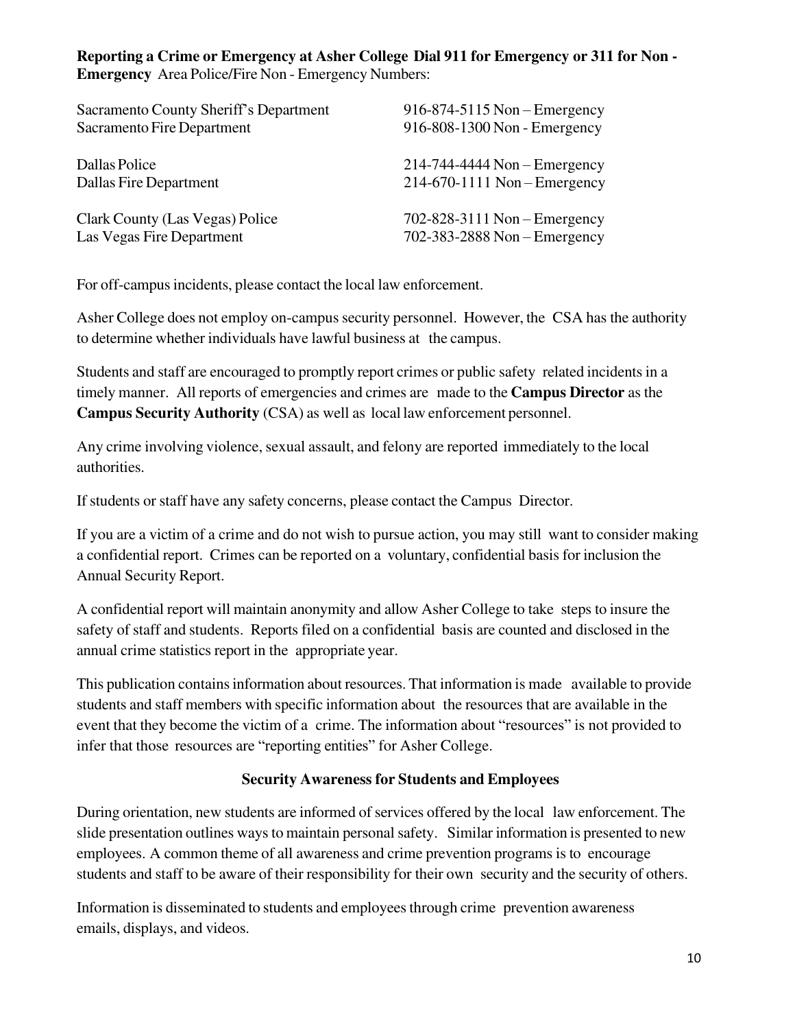**Reporting a Crime or Emergency at Asher College Dial 911 for Emergency or 311 for Non - Emergency** Area Police/Fire Non - Emergency Numbers:

| | |
|---|---|
| Sacramento County Sheriff's Department | 916-874-5115 Non – Emergency |
| Sacramento Fire Department | 916-808-1300 Non - Emergency |
| Dallas Police | 214-744-4444 Non – Emergency |
| Dallas Fire Department | 214-670-1111 Non – Emergency |
| Clark County (Las Vegas) Police | 702-828-3111 Non – Emergency |
| Las Vegas Fire Department | 702-383-2888 Non – Emergency |

For off-campus incidents, please contact the local law enforcement.

Asher College does not employ on-campus security personnel. However, the CSA has the authority to determine whether individuals have lawful business at the campus.

Students and staff are encouraged to promptly report crimes or public safety related incidents in a timely manner. All reports of emergencies and crimes are made to the **Campus Director** as the **Campus Security Authority** (CSA) as well as local law enforcement personnel.

Any crime involving violence, sexual assault, and felony are reported immediately to the local authorities.

If students or staff have any safety concerns, please contact the Campus Director.

If you are a victim of a crime and do not wish to pursue action, you may still want to consider making a confidential report. Crimes can be reported on a voluntary, confidential basis for inclusion the Annual Security Report.

A confidential report will maintain anonymity and allow Asher College to take steps to insure the safety of staff and students. Reports filed on a confidential basis are counted and disclosed in the annual crime statistics report in the appropriate year.

This publication contains information about resources. That information is made available to provide students and staff members with specific information about the resources that are available in the event that they become the victim of a crime. The information about "resources" is not provided to infer that those resources are "reporting entities" for Asher College.

## Security Awareness for Students and Employees

During orientation, new students are informed of services offered by the local law enforcement. The slide presentation outlines ways to maintain personal safety. Similar information is presented to new employees. A common theme of all awareness and crime prevention programs is to encourage students and staff to be aware of their responsibility for their own security and the security of others.

Information is disseminated to students and employees through crime prevention awareness emails, displays, and videos.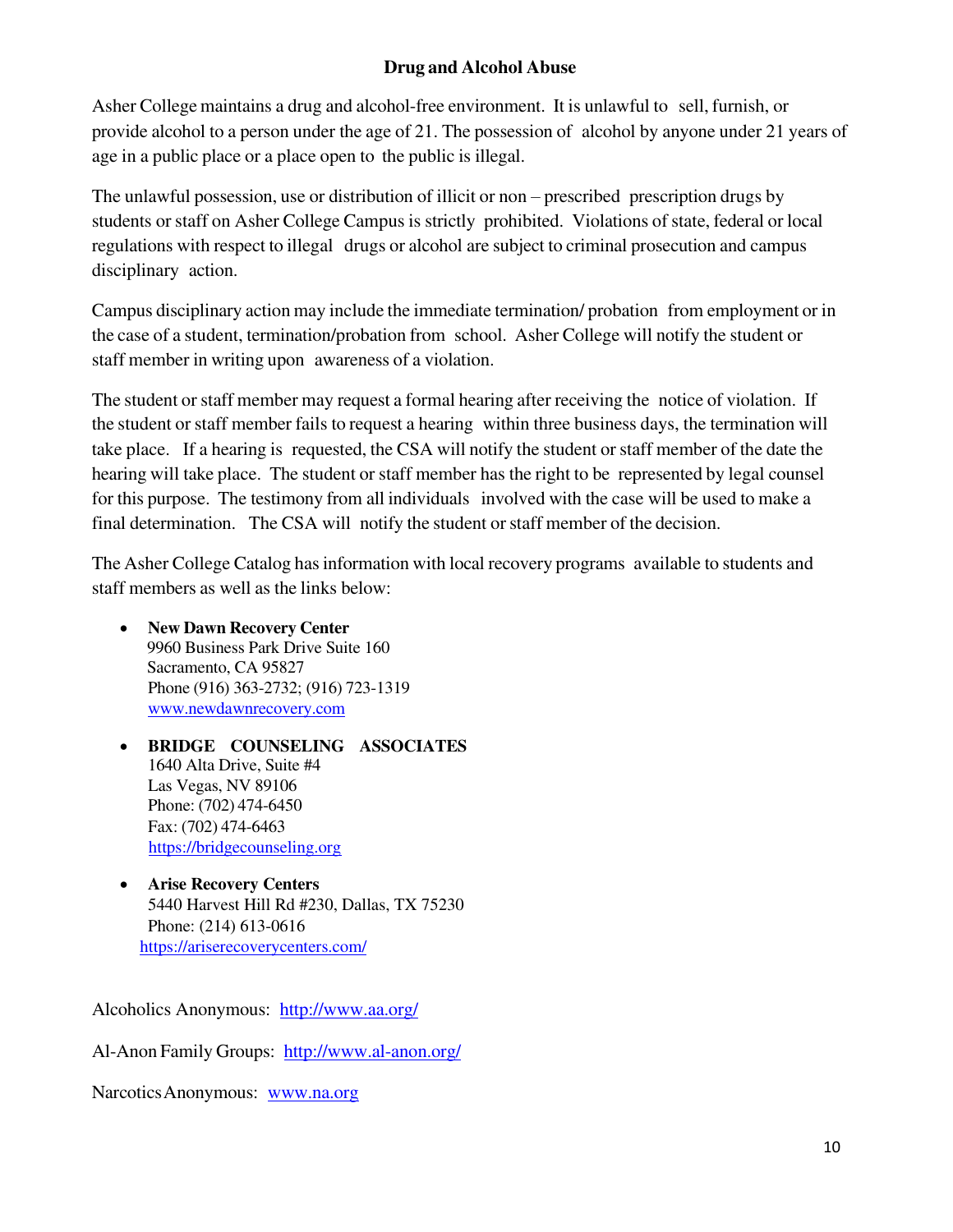## Drug and Alcohol Abuse

Asher College maintains a drug and alcohol-free environment. It is unlawful to sell, furnish, or provide alcohol to a person under the age of 21. The possession of alcohol by anyone under 21 years of age in a public place or a place open to the public is illegal.

The unlawful possession, use or distribution of illicit or non – prescribed prescription drugs by students or staff on Asher College Campus is strictly prohibited. Violations of state, federal or local regulations with respect to illegal drugs or alcohol are subject to criminal prosecution and campus disciplinary action.

Campus disciplinary action may include the immediate termination/ probation from employment or in the case of a student, termination/probation from school. Asher College will notify the student or staff member in writing upon awareness of a violation.

The student or staff member may request a formal hearing after receiving the notice of violation. If the student or staff member fails to request a hearing within three business days, the termination will take place. If a hearing is requested, the CSA will notify the student or staff member of the date the hearing will take place. The student or staff member has the right to be represented by legal counsel for this purpose. The testimony from all individuals involved with the case will be used to make a final determination. The CSA will notify the student or staff member of the decision.

The Asher College Catalog has information with local recovery programs available to students and staff members as well as the links below:

- **New Dawn Recovery Center**
  9960 Business Park Drive Suite 160
  Sacramento, CA 95827
  Phone (916) 363-2732; (916) 723-1319
  www.newdawnrecovery.com

- **BRIDGE COUNSELING ASSOCIATES**
  1640 Alta Drive, Suite #4
  Las Vegas, NV 89106
  Phone: (702) 474-6450
  Fax: (702) 474-6463
  https://bridgecounseling.org

- **Arise Recovery Centers**
  5440 Harvest Hill Rd #230, Dallas, TX 75230
  Phone: (214) 613-0616
  https://ariserecoverycenters.com/

Alcoholics Anonymous: http://www.aa.org/

Al-Anon Family Groups: http://www.al-anon.org/

Narcotics Anonymous: www.na.org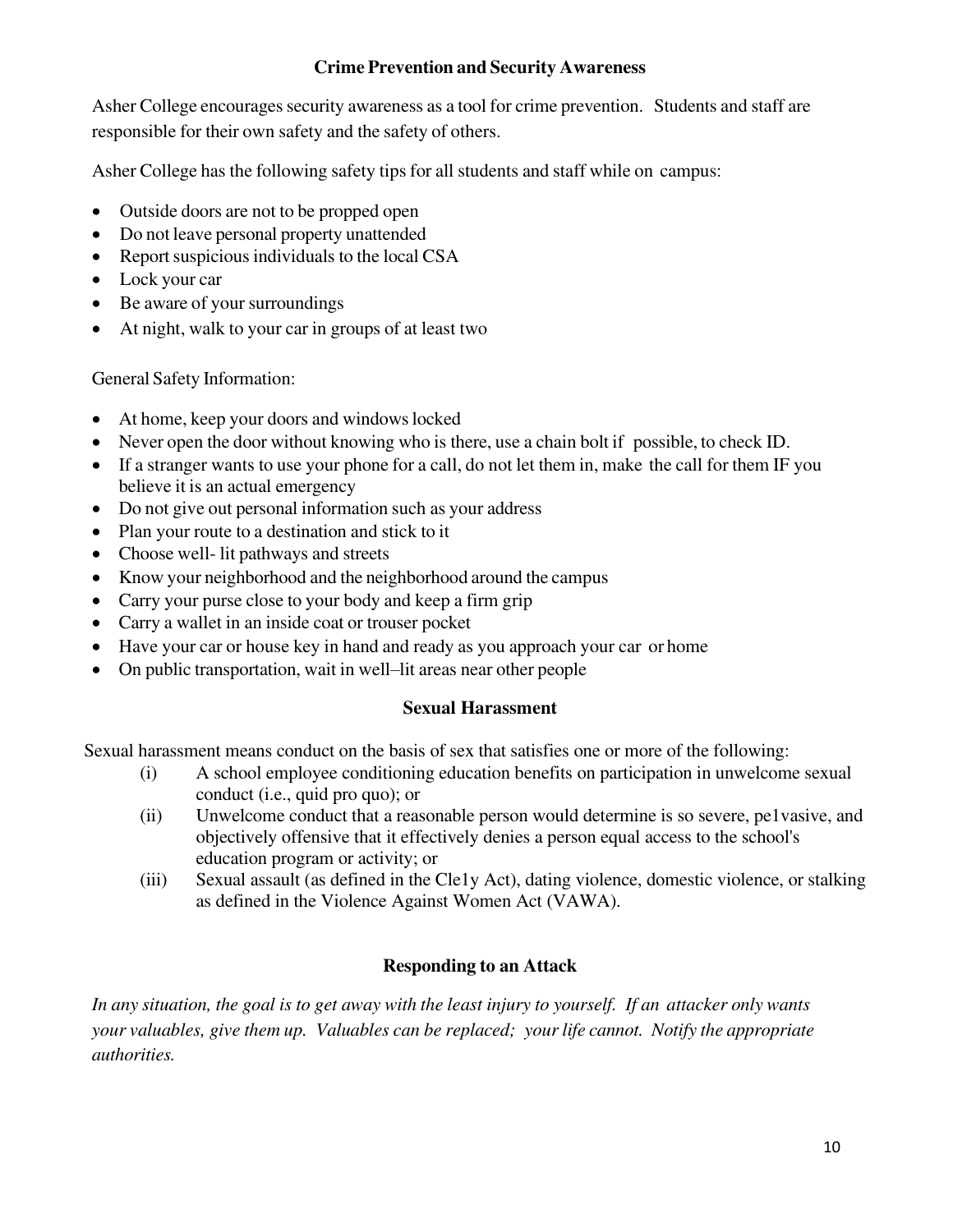### Crime Prevention and Security Awareness

Asher College encourages security awareness as a tool for crime prevention. Students and staff are responsible for their own safety and the safety of others.

Asher College has the following safety tips for all students and staff while on campus:

- Outside doors are not to be propped open
- Do not leave personal property unattended
- Report suspicious individuals to the local CSA
- Lock your car
- Be aware of your surroundings
- At night, walk to your car in groups of at least two

General Safety Information:

- At home, keep your doors and windows locked
- Never open the door without knowing who is there, use a chain bolt if possible, to check ID.
- If a stranger wants to use your phone for a call, do not let them in, make the call for them IF you believe it is an actual emergency
- Do not give out personal information such as your address
- Plan your route to a destination and stick to it
- Choose well- lit pathways and streets
- Know your neighborhood and the neighborhood around the campus
- Carry your purse close to your body and keep a firm grip
- Carry a wallet in an inside coat or trouser pocket
- Have your car or house key in hand and ready as you approach your car or home
- On public transportation, wait in well–lit areas near other people

### Sexual Harassment

Sexual harassment means conduct on the basis of sex that satisfies one or more of the following:

(i) A school employee conditioning education benefits on participation in unwelcome sexual conduct (i.e., quid pro quo); or

(ii) Unwelcome conduct that a reasonable person would determine is so severe, pe1vasive, and objectively offensive that it effectively denies a person equal access to the school's education program or activity; or

(iii) Sexual assault (as defined in the Cle1y Act), dating violence, domestic violence, or stalking as defined in the Violence Against Women Act (VAWA).

### Responding to an Attack

*In any situation, the goal is to get away with the least injury to yourself. If an attacker only wants your valuables, give them up. Valuables can be replaced; your life cannot. Notify the appropriate authorities.*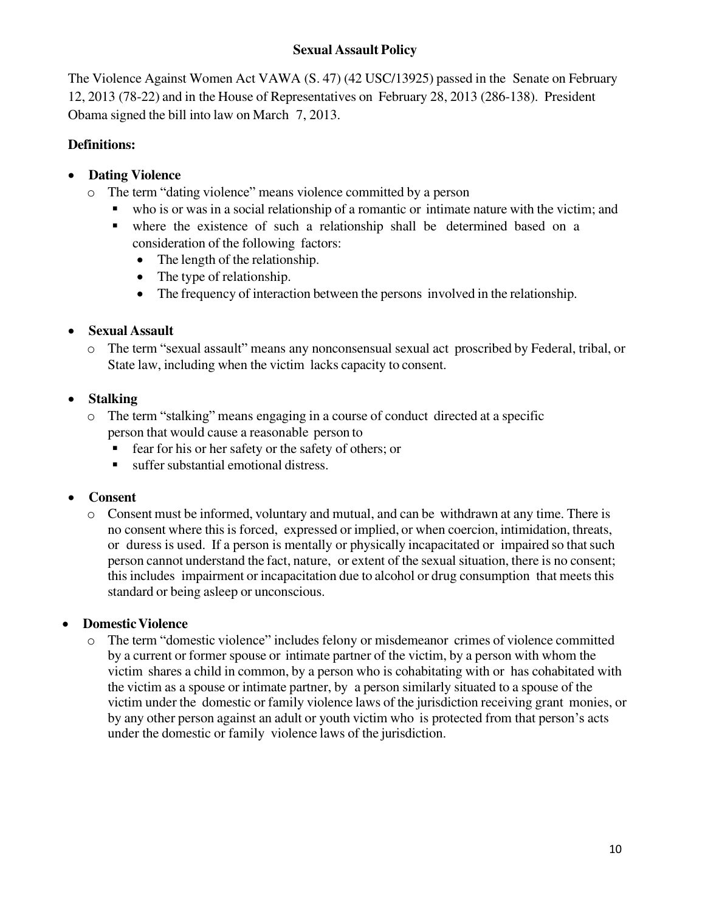## Sexual Assault Policy

The Violence Against Women Act VAWA (S. 47) (42 USC/13925) passed in the Senate on February 12, 2013 (78-22) and in the House of Representatives on February 28, 2013 (286-138). President Obama signed the bill into law on March 7, 2013.

**Definitions:**

- **Dating Violence**
  - The term "dating violence" means violence committed by a person
    - who is or was in a social relationship of a romantic or intimate nature with the victim; and
    - where the existence of such a relationship shall be determined based on a consideration of the following factors:
      - The length of the relationship.
      - The type of relationship.
      - The frequency of interaction between the persons involved in the relationship.

- **Sexual Assault**
  - The term "sexual assault" means any nonconsensual sexual act proscribed by Federal, tribal, or State law, including when the victim lacks capacity to consent.

- **Stalking**
  - The term "stalking" means engaging in a course of conduct directed at a specific person that would cause a reasonable person to
    - fear for his or her safety or the safety of others; or
    - suffer substantial emotional distress.

- **Consent**
  - Consent must be informed, voluntary and mutual, and can be withdrawn at any time. There is no consent where this is forced, expressed or implied, or when coercion, intimidation, threats, or duress is used. If a person is mentally or physically incapacitated or impaired so that such person cannot understand the fact, nature, or extent of the sexual situation, there is no consent; this includes impairment or incapacitation due to alcohol or drug consumption that meets this standard or being asleep or unconscious.

- **Domestic Violence**
  - The term "domestic violence" includes felony or misdemeanor crimes of violence committed by a current or former spouse or intimate partner of the victim, by a person with whom the victim shares a child in common, by a person who is cohabitating with or has cohabitated with the victim as a spouse or intimate partner, by a person similarly situated to a spouse of the victim under the domestic or family violence laws of the jurisdiction receiving grant monies, or by any other person against an adult or youth victim who is protected from that person's acts under the domestic or family violence laws of the jurisdiction.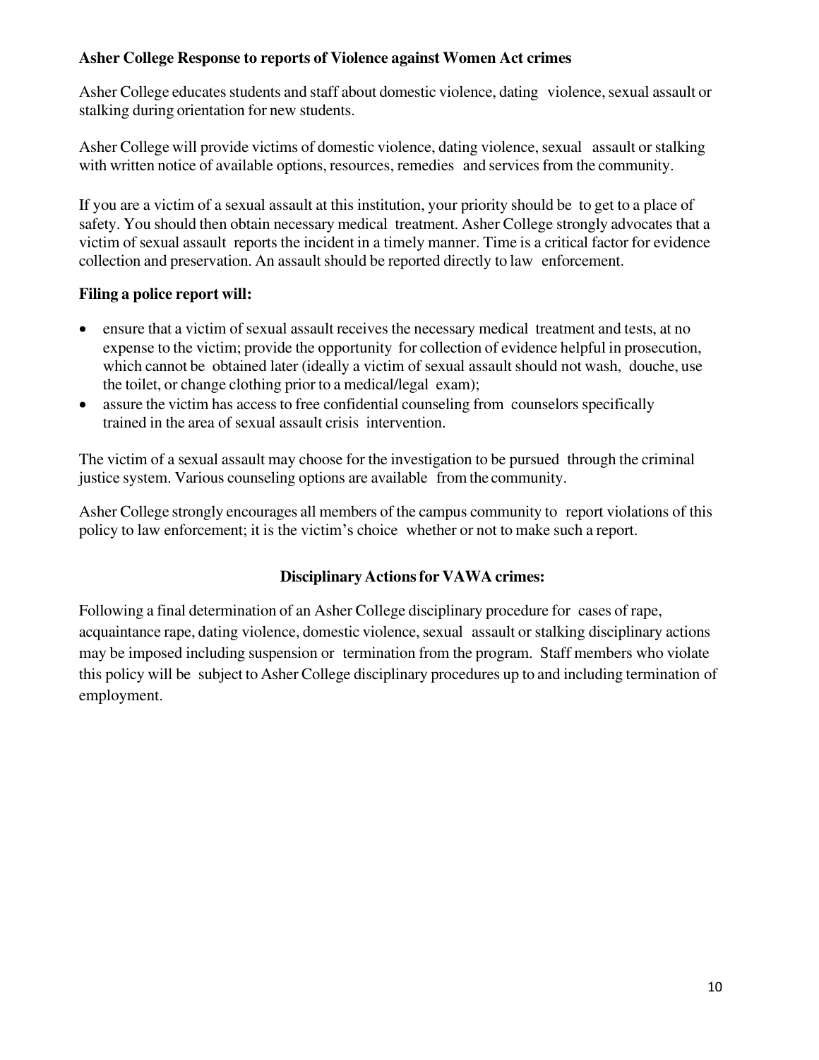**Asher College Response to reports of Violence against Women Act crimes**

Asher College educates students and staff about domestic violence, dating violence, sexual assault or stalking during orientation for new students.

Asher College will provide victims of domestic violence, dating violence, sexual assault or stalking with written notice of available options, resources, remedies and services from the community.

If you are a victim of a sexual assault at this institution, your priority should be to get to a place of safety. You should then obtain necessary medical treatment. Asher College strongly advocates that a victim of sexual assault reports the incident in a timely manner. Time is a critical factor for evidence collection and preservation. An assault should be reported directly to law enforcement.

**Filing a police report will:**

- ensure that a victim of sexual assault receives the necessary medical treatment and tests, at no expense to the victim; provide the opportunity for collection of evidence helpful in prosecution, which cannot be obtained later (ideally a victim of sexual assault should not wash, douche, use the toilet, or change clothing prior to a medical/legal exam);
- assure the victim has access to free confidential counseling from counselors specifically trained in the area of sexual assault crisis intervention.

The victim of a sexual assault may choose for the investigation to be pursued through the criminal justice system. Various counseling options are available from the community.

Asher College strongly encourages all members of the campus community to report violations of this policy to law enforcement; it is the victim's choice whether or not to make such a report.

**Disciplinary Actions for VAWA crimes:**

Following a final determination of an Asher College disciplinary procedure for cases of rape, acquaintance rape, dating violence, domestic violence, sexual assault or stalking disciplinary actions may be imposed including suspension or termination from the program. Staff members who violate this policy will be subject to Asher College disciplinary procedures up to and including termination of employment.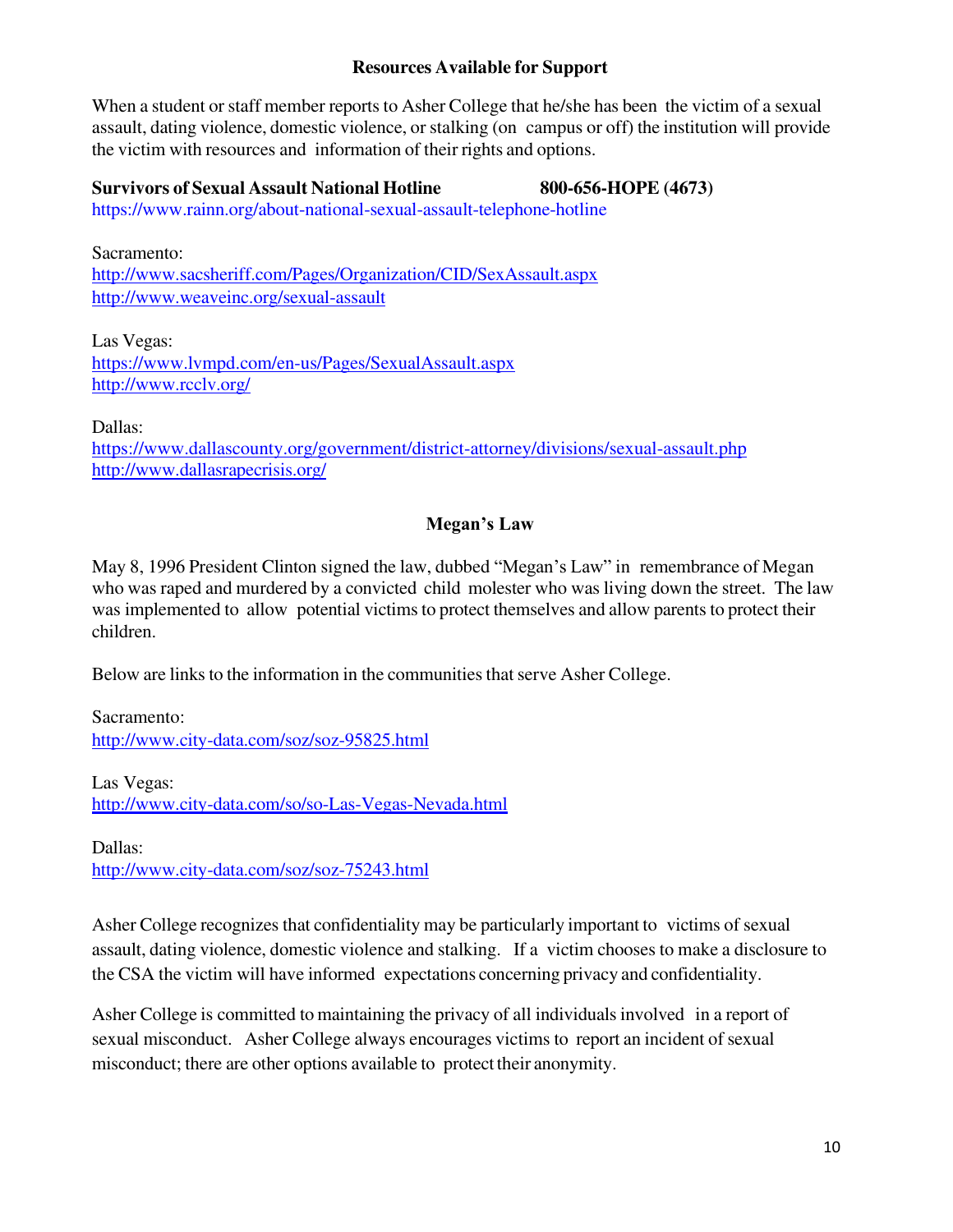## Resources Available for Support

When a student or staff member reports to Asher College that he/she has been the victim of a sexual assault, dating violence, domestic violence, or stalking (on campus or off) the institution will provide the victim with resources and information of their rights and options.

**Survivors of Sexual Assault National Hotline** **800-656-HOPE (4673)**
https://www.rainn.org/about-national-sexual-assault-telephone-hotline

Sacramento:
http://www.sacsheriff.com/Pages/Organization/CID/SexAssault.aspx
http://www.weaveinc.org/sexual-assault

Las Vegas:
https://www.lvmpd.com/en-us/Pages/SexualAssault.aspx
http://www.rcclv.org/

Dallas:
https://www.dallascounty.org/government/district-attorney/divisions/sexual-assault.php
http://www.dallasrapecrisis.org/

## Megan's Law

May 8, 1996 President Clinton signed the law, dubbed "Megan's Law" in remembrance of Megan who was raped and murdered by a convicted child molester who was living down the street. The law was implemented to allow potential victims to protect themselves and allow parents to protect their children.

Below are links to the information in the communities that serve Asher College.

Sacramento:
http://www.city-data.com/soz/soz-95825.html

Las Vegas:
http://www.city-data.com/so/so-Las-Vegas-Nevada.html

Dallas:
http://www.city-data.com/soz/soz-75243.html

Asher College recognizes that confidentiality may be particularly important to victims of sexual assault, dating violence, domestic violence and stalking. If a victim chooses to make a disclosure to the CSA the victim will have informed expectations concerning privacy and confidentiality.

Asher College is committed to maintaining the privacy of all individuals involved in a report of sexual misconduct. Asher College always encourages victims to report an incident of sexual misconduct; there are other options available to protect their anonymity.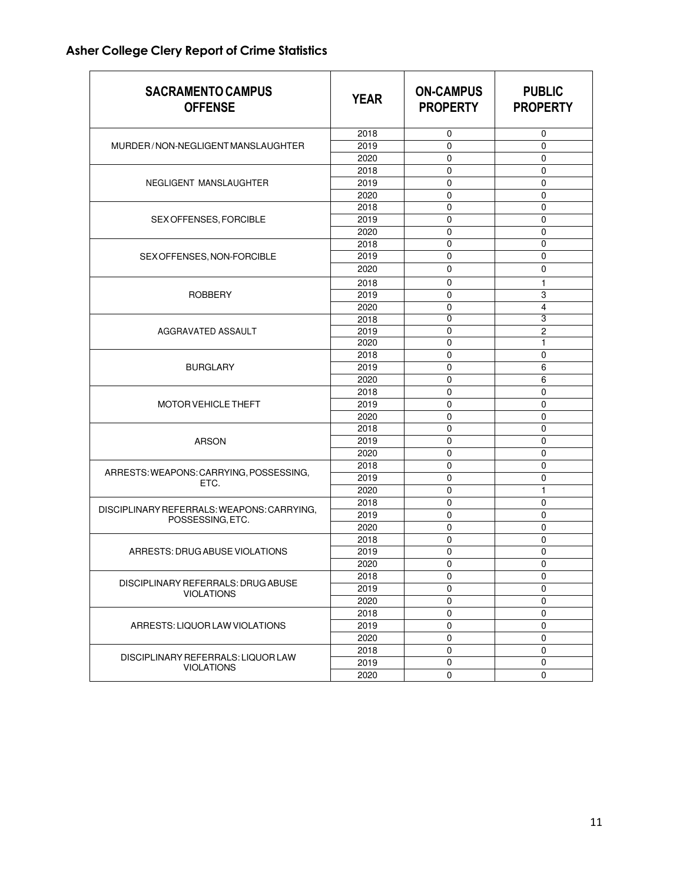## Asher College Clery Report of Crime Statistics

| SACRAMENTO CAMPUS OFFENSE | YEAR | ON-CAMPUS PROPERTY | PUBLIC PROPERTY |
|---|---|---|---|
| MURDER / NON-NEGLIGENT MANSLAUGHTER | 2018 | 0 | 0 |
| | 2019 | 0 | 0 |
| | 2020 | 0 | 0 |
| NEGLIGENT MANSLAUGHTER | 2018 | 0 | 0 |
| | 2019 | 0 | 0 |
| | 2020 | 0 | 0 |
| SEX OFFENSES, FORCIBLE | 2018 | 0 | 0 |
| | 2019 | 0 | 0 |
| | 2020 | 0 | 0 |
| SEX OFFENSES, NON-FORCIBLE | 2018 | 0 | 0 |
| | 2019 | 0 | 0 |
| | 2020 | 0 | 0 |
| ROBBERY | 2018 | 0 | 1 |
| | 2019 | 0 | 3 |
| | 2020 | 0 | 4 |
| AGGRAVATED ASSAULT | 2018 | 0 | 3 |
| | 2019 | 0 | 2 |
| | 2020 | 0 | 1 |
| BURGLARY | 2018 | 0 | 0 |
| | 2019 | 0 | 6 |
| | 2020 | 0 | 6 |
| MOTOR VEHICLE THEFT | 2018 | 0 | 0 |
| | 2019 | 0 | 0 |
| | 2020 | 0 | 0 |
| ARSON | 2018 | 0 | 0 |
| | 2019 | 0 | 0 |
| | 2020 | 0 | 0 |
| ARRESTS: WEAPONS: CARRYING, POSSESSING, ETC. | 2018 | 0 | 0 |
| | 2019 | 0 | 0 |
| | 2020 | 0 | 1 |
| DISCIPLINARY REFERRALS: WEAPONS: CARRYING, POSSESSING, ETC. | 2018 | 0 | 0 |
| | 2019 | 0 | 0 |
| | 2020 | 0 | 0 |
| ARRESTS: DRUG ABUSE VIOLATIONS | 2018 | 0 | 0 |
| | 2019 | 0 | 0 |
| | 2020 | 0 | 0 |
| DISCIPLINARY REFERRALS: DRUG ABUSE VIOLATIONS | 2018 | 0 | 0 |
| | 2019 | 0 | 0 |
| | 2020 | 0 | 0 |
| ARRESTS: LIQUOR LAW VIOLATIONS | 2018 | 0 | 0 |
| | 2019 | 0 | 0 |
| | 2020 | 0 | 0 |
| DISCIPLINARY REFERRALS: LIQUOR LAW VIOLATIONS | 2018 | 0 | 0 |
| | 2019 | 0 | 0 |
| | 2020 | 0 | 0 |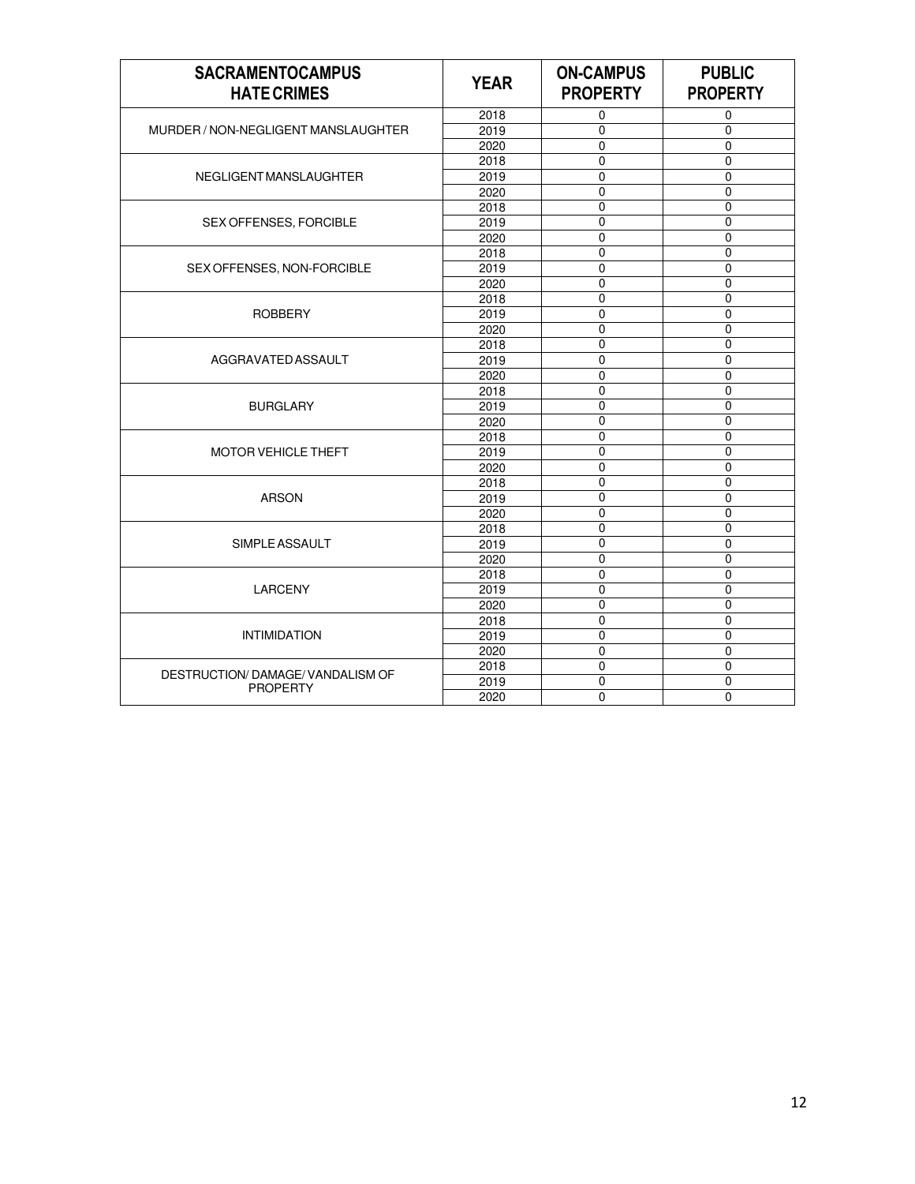| SACRAMENTOCAMPUS HATE CRIMES | YEAR | ON-CAMPUS PROPERTY | PUBLIC PROPERTY |
|---|---|---|---|
| MURDER / NON-NEGLIGENT MANSLAUGHTER | 2018 | 0 | 0 |
| | 2019 | 0 | 0 |
| | 2020 | 0 | 0 |
| NEGLIGENT MANSLAUGHTER | 2018 | 0 | 0 |
| | 2019 | 0 | 0 |
| | 2020 | 0 | 0 |
| SEX OFFENSES, FORCIBLE | 2018 | 0 | 0 |
| | 2019 | 0 | 0 |
| | 2020 | 0 | 0 |
| SEX OFFENSES, NON-FORCIBLE | 2018 | 0 | 0 |
| | 2019 | 0 | 0 |
| | 2020 | 0 | 0 |
| ROBBERY | 2018 | 0 | 0 |
| | 2019 | 0 | 0 |
| | 2020 | 0 | 0 |
| AGGRAVATED ASSAULT | 2018 | 0 | 0 |
| | 2019 | 0 | 0 |
| | 2020 | 0 | 0 |
| BURGLARY | 2018 | 0 | 0 |
| | 2019 | 0 | 0 |
| | 2020 | 0 | 0 |
| MOTOR VEHICLE THEFT | 2018 | 0 | 0 |
| | 2019 | 0 | 0 |
| | 2020 | 0 | 0 |
| ARSON | 2018 | 0 | 0 |
| | 2019 | 0 | 0 |
| | 2020 | 0 | 0 |
| SIMPLE ASSAULT | 2018 | 0 | 0 |
| | 2019 | 0 | 0 |
| | 2020 | 0 | 0 |
| LARCENY | 2018 | 0 | 0 |
| | 2019 | 0 | 0 |
| | 2020 | 0 | 0 |
| INTIMIDATION | 2018 | 0 | 0 |
| | 2019 | 0 | 0 |
| | 2020 | 0 | 0 |
| DESTRUCTION/ DAMAGE/ VANDALISM OF PROPERTY | 2018 | 0 | 0 |
| | 2019 | 0 | 0 |
| | 2020 | 0 | 0 |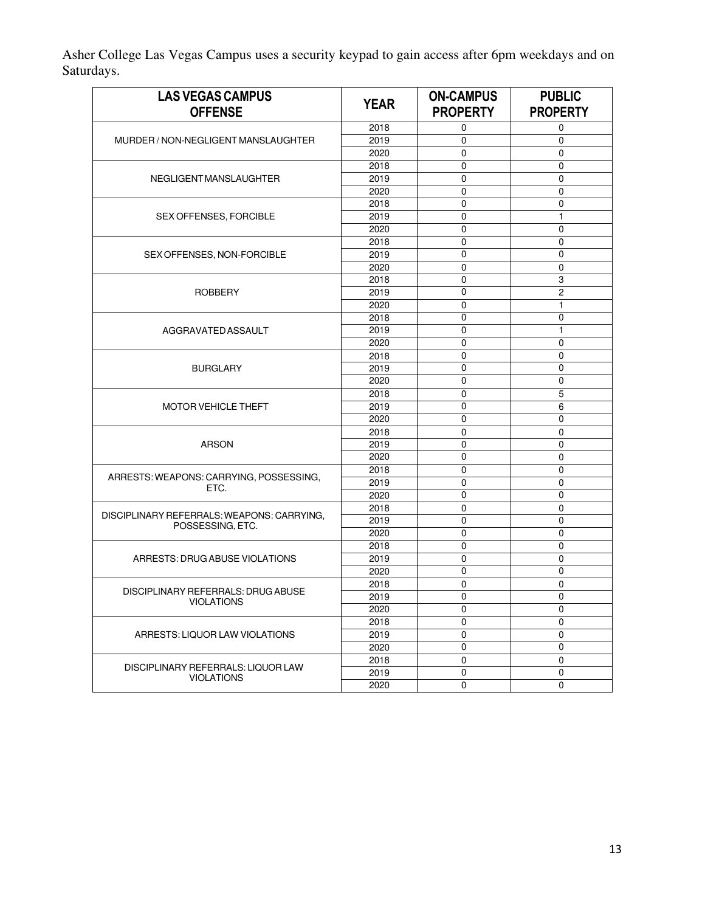Asher College Las Vegas Campus uses a security keypad to gain access after 6pm weekdays and on Saturdays.

| LAS VEGAS CAMPUS OFFENSE | YEAR | ON-CAMPUS PROPERTY | PUBLIC PROPERTY |
|---|---|---|---|
| MURDER / NON-NEGLIGENT MANSLAUGHTER | 2018 | 0 | 0 |
| | 2019 | 0 | 0 |
| | 2020 | 0 | 0 |
| NEGLIGENT MANSLAUGHTER | 2018 | 0 | 0 |
| | 2019 | 0 | 0 |
| | 2020 | 0 | 0 |
| SEX OFFENSES, FORCIBLE | 2018 | 0 | 0 |
| | 2019 | 0 | 1 |
| | 2020 | 0 | 0 |
| SEX OFFENSES, NON-FORCIBLE | 2018 | 0 | 0 |
| | 2019 | 0 | 0 |
| | 2020 | 0 | 0 |
| ROBBERY | 2018 | 0 | 3 |
| | 2019 | 0 | 2 |
| | 2020 | 0 | 1 |
| AGGRAVATED ASSAULT | 2018 | 0 | 0 |
| | 2019 | 0 | 1 |
| | 2020 | 0 | 0 |
| BURGLARY | 2018 | 0 | 0 |
| | 2019 | 0 | 0 |
| | 2020 | 0 | 0 |
| MOTOR VEHICLE THEFT | 2018 | 0 | 5 |
| | 2019 | 0 | 6 |
| | 2020 | 0 | 0 |
| ARSON | 2018 | 0 | 0 |
| | 2019 | 0 | 0 |
| | 2020 | 0 | 0 |
| ARRESTS: WEAPONS: CARRYING, POSSESSING, ETC. | 2018 | 0 | 0 |
| | 2019 | 0 | 0 |
| | 2020 | 0 | 0 |
| DISCIPLINARY REFERRALS: WEAPONS: CARRYING, POSSESSING, ETC. | 2018 | 0 | 0 |
| | 2019 | 0 | 0 |
| | 2020 | 0 | 0 |
| ARRESTS: DRUG ABUSE VIOLATIONS | 2018 | 0 | 0 |
| | 2019 | 0 | 0 |
| | 2020 | 0 | 0 |
| DISCIPLINARY REFERRALS: DRUG ABUSE VIOLATIONS | 2018 | 0 | 0 |
| | 2019 | 0 | 0 |
| | 2020 | 0 | 0 |
| ARRESTS: LIQUOR LAW VIOLATIONS | 2018 | 0 | 0 |
| | 2019 | 0 | 0 |
| | 2020 | 0 | 0 |
| DISCIPLINARY REFERRALS: LIQUOR LAW VIOLATIONS | 2018 | 0 | 0 |
| | 2019 | 0 | 0 |
| | 2020 | 0 | 0 |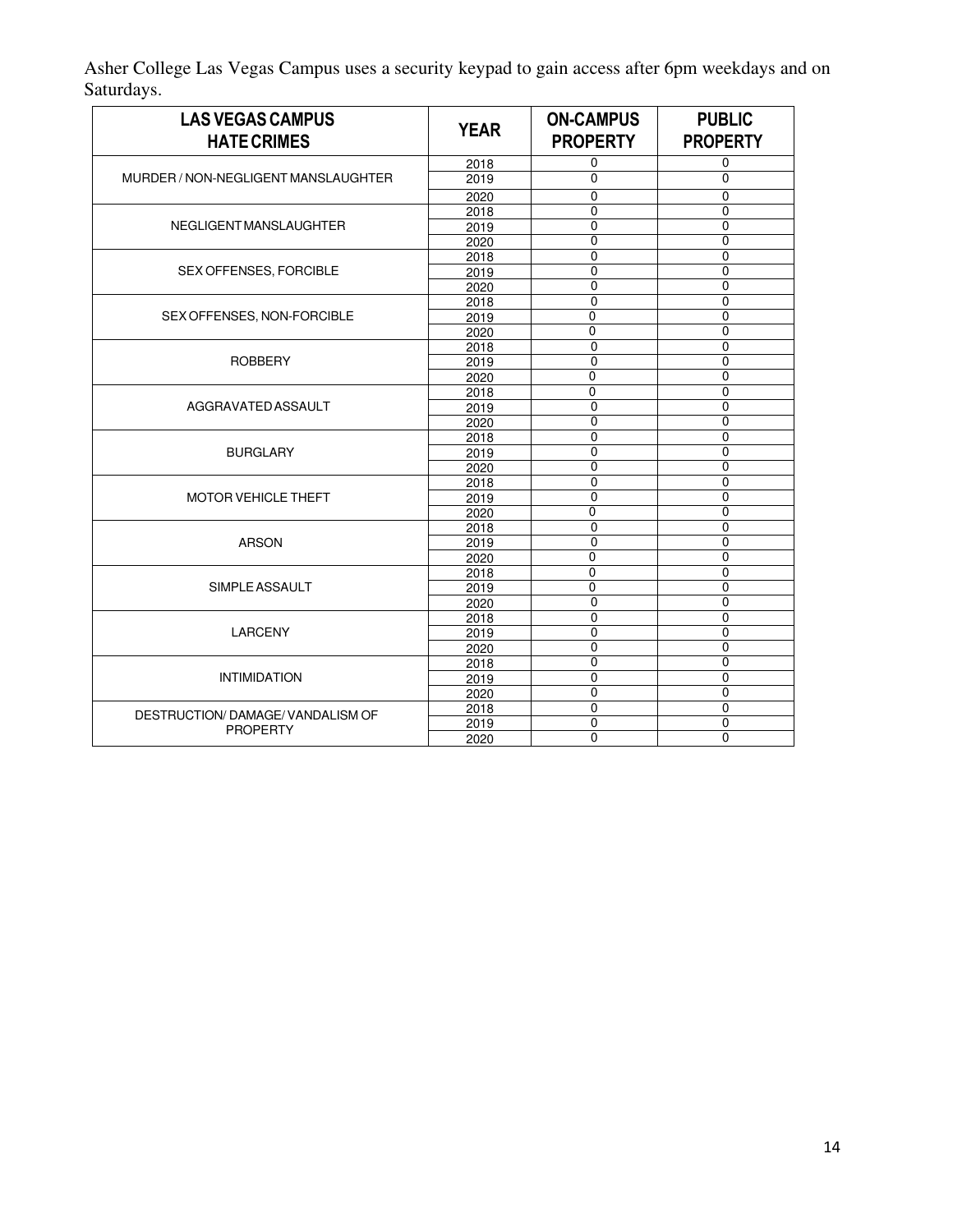Asher College Las Vegas Campus uses a security keypad to gain access after 6pm weekdays and on Saturdays.

| LAS VEGAS CAMPUS HATE CRIMES | YEAR | ON-CAMPUS PROPERTY | PUBLIC PROPERTY |
|---|---|---|---|
| MURDER / NON-NEGLIGENT MANSLAUGHTER | 2018 | 0 | 0 |
| | 2019 | 0 | 0 |
| | 2020 | 0 | 0 |
| NEGLIGENT MANSLAUGHTER | 2018 | 0 | 0 |
| | 2019 | 0 | 0 |
| | 2020 | 0 | 0 |
| SEX OFFENSES, FORCIBLE | 2018 | 0 | 0 |
| | 2019 | 0 | 0 |
| | 2020 | 0 | 0 |
| SEX OFFENSES, NON-FORCIBLE | 2018 | 0 | 0 |
| | 2019 | 0 | 0 |
| | 2020 | 0 | 0 |
| ROBBERY | 2018 | 0 | 0 |
| | 2019 | 0 | 0 |
| | 2020 | 0 | 0 |
| AGGRAVATED ASSAULT | 2018 | 0 | 0 |
| | 2019 | 0 | 0 |
| | 2020 | 0 | 0 |
| BURGLARY | 2018 | 0 | 0 |
| | 2019 | 0 | 0 |
| | 2020 | 0 | 0 |
| MOTOR VEHICLE THEFT | 2018 | 0 | 0 |
| | 2019 | 0 | 0 |
| | 2020 | 0 | 0 |
| ARSON | 2018 | 0 | 0 |
| | 2019 | 0 | 0 |
| | 2020 | 0 | 0 |
| SIMPLE ASSAULT | 2018 | 0 | 0 |
| | 2019 | 0 | 0 |
| | 2020 | 0 | 0 |
| LARCENY | 2018 | 0 | 0 |
| | 2019 | 0 | 0 |
| | 2020 | 0 | 0 |
| INTIMIDATION | 2018 | 0 | 0 |
| | 2019 | 0 | 0 |
| | 2020 | 0 | 0 |
| DESTRUCTION/ DAMAGE/ VANDALISM OF PROPERTY | 2018 | 0 | 0 |
| | 2019 | 0 | 0 |
| | 2020 | 0 | 0 |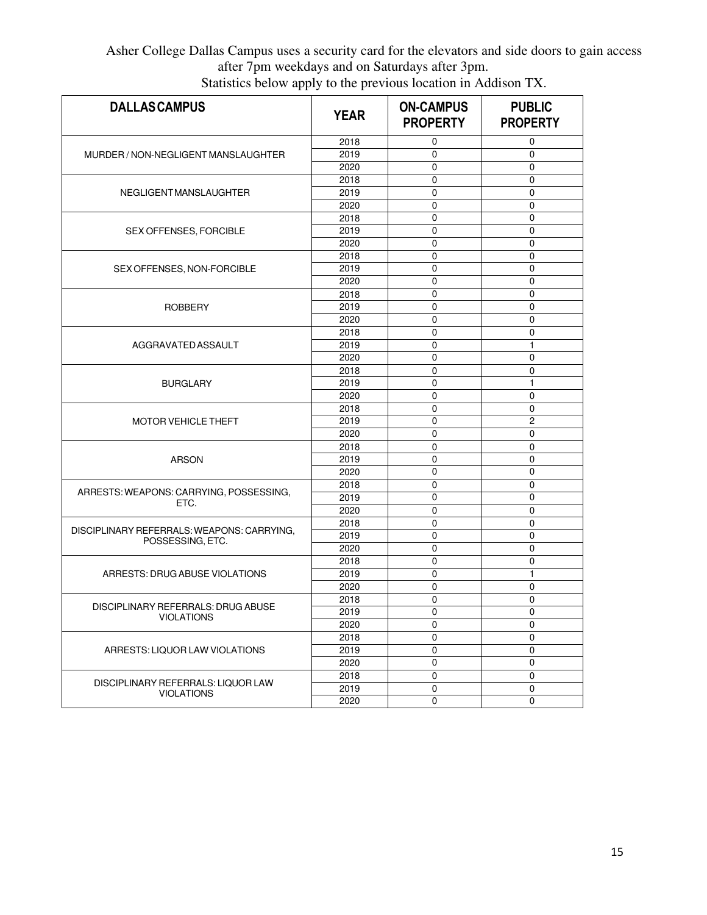Asher College Dallas Campus uses a security card for the elevators and side doors to gain access after 7pm weekdays and on Saturdays after 3pm.

Statistics below apply to the previous location in Addison TX.

| DALLAS CAMPUS | YEAR | ON-CAMPUS PROPERTY | PUBLIC PROPERTY |
|---|---|---|---|
| MURDER / NON-NEGLIGENT MANSLAUGHTER | 2018 | 0 | 0 |
| | 2019 | 0 | 0 |
| | 2020 | 0 | 0 |
| NEGLIGENT MANSLAUGHTER | 2018 | 0 | 0 |
| | 2019 | 0 | 0 |
| | 2020 | 0 | 0 |
| SEX OFFENSES, FORCIBLE | 2018 | 0 | 0 |
| | 2019 | 0 | 0 |
| | 2020 | 0 | 0 |
| SEX OFFENSES, NON-FORCIBLE | 2018 | 0 | 0 |
| | 2019 | 0 | 0 |
| | 2020 | 0 | 0 |
| ROBBERY | 2018 | 0 | 0 |
| | 2019 | 0 | 0 |
| | 2020 | 0 | 0 |
| AGGRAVATED ASSAULT | 2018 | 0 | 0 |
| | 2019 | 0 | 1 |
| | 2020 | 0 | 0 |
| BURGLARY | 2018 | 0 | 0 |
| | 2019 | 0 | 1 |
| | 2020 | 0 | 0 |
| MOTOR VEHICLE THEFT | 2018 | 0 | 0 |
| | 2019 | 0 | 2 |
| | 2020 | 0 | 0 |
| ARSON | 2018 | 0 | 0 |
| | 2019 | 0 | 0 |
| | 2020 | 0 | 0 |
| ARRESTS: WEAPONS: CARRYING, POSSESSING, ETC. | 2018 | 0 | 0 |
| | 2019 | 0 | 0 |
| | 2020 | 0 | 0 |
| DISCIPLINARY REFERRALS: WEAPONS: CARRYING, POSSESSING, ETC. | 2018 | 0 | 0 |
| | 2019 | 0 | 0 |
| | 2020 | 0 | 0 |
| ARRESTS: DRUG ABUSE VIOLATIONS | 2018 | 0 | 0 |
| | 2019 | 0 | 1 |
| | 2020 | 0 | 0 |
| DISCIPLINARY REFERRALS: DRUG ABUSE VIOLATIONS | 2018 | 0 | 0 |
| | 2019 | 0 | 0 |
| | 2020 | 0 | 0 |
| ARRESTS: LIQUOR LAW VIOLATIONS | 2018 | 0 | 0 |
| | 2019 | 0 | 0 |
| | 2020 | 0 | 0 |
| DISCIPLINARY REFERRALS: LIQUOR LAW VIOLATIONS | 2018 | 0 | 0 |
| | 2019 | 0 | 0 |
| | 2020 | 0 | 0 |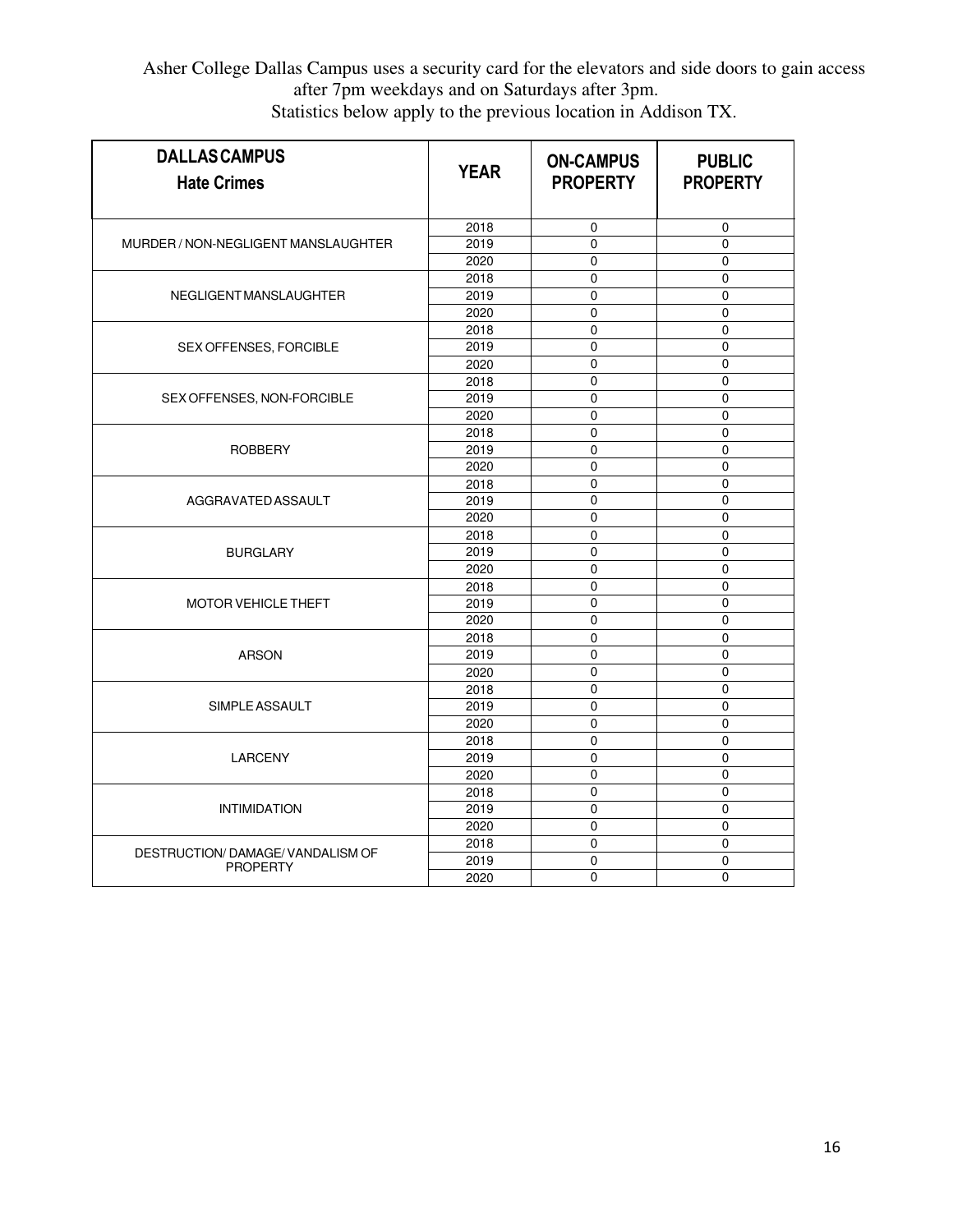Asher College Dallas Campus uses a security card for the elevators and side doors to gain access after 7pm weekdays and on Saturdays after 3pm.

Statistics below apply to the previous location in Addison TX.

| **DALLAS CAMPUS Hate Crimes** | **YEAR** | **ON-CAMPUS PROPERTY** | **PUBLIC PROPERTY** |
|---|---|---|---|
| MURDER / NON-NEGLIGENT MANSLAUGHTER | 2018 | 0 | 0 |
| | 2019 | 0 | 0 |
| | 2020 | 0 | 0 |
| NEGLIGENT MANSLAUGHTER | 2018 | 0 | 0 |
| | 2019 | 0 | 0 |
| | 2020 | 0 | 0 |
| SEX OFFENSES, FORCIBLE | 2018 | 0 | 0 |
| | 2019 | 0 | 0 |
| | 2020 | 0 | 0 |
| SEX OFFENSES, NON-FORCIBLE | 2018 | 0 | 0 |
| | 2019 | 0 | 0 |
| | 2020 | 0 | 0 |
| ROBBERY | 2018 | 0 | 0 |
| | 2019 | 0 | 0 |
| | 2020 | 0 | 0 |
| AGGRAVATED ASSAULT | 2018 | 0 | 0 |
| | 2019 | 0 | 0 |
| | 2020 | 0 | 0 |
| BURGLARY | 2018 | 0 | 0 |
| | 2019 | 0 | 0 |
| | 2020 | 0 | 0 |
| MOTOR VEHICLE THEFT | 2018 | 0 | 0 |
| | 2019 | 0 | 0 |
| | 2020 | 0 | 0 |
| ARSON | 2018 | 0 | 0 |
| | 2019 | 0 | 0 |
| | 2020 | 0 | 0 |
| SIMPLE ASSAULT | 2018 | 0 | 0 |
| | 2019 | 0 | 0 |
| | 2020 | 0 | 0 |
| LARCENY | 2018 | 0 | 0 |
| | 2019 | 0 | 0 |
| | 2020 | 0 | 0 |
| INTIMIDATION | 2018 | 0 | 0 |
| | 2019 | 0 | 0 |
| | 2020 | 0 | 0 |
| DESTRUCTION/ DAMAGE/ VANDALISM OF PROPERTY | 2018 | 0 | 0 |
| | 2019 | 0 | 0 |
| | 2020 | 0 | 0 |